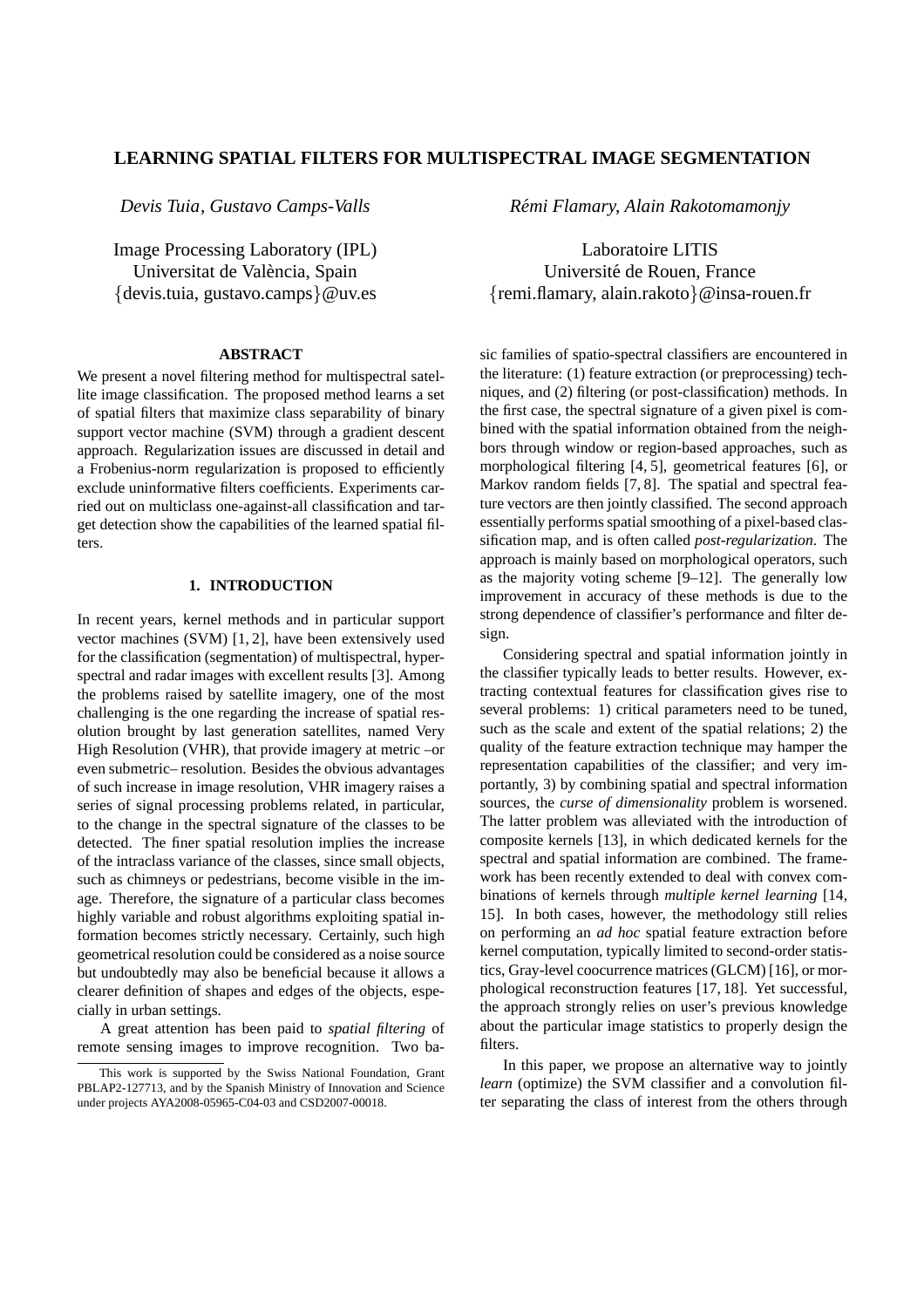# LEARNING SPATIAL FILTERS FOR MULTISPECTRAL IMAGE SEGMENTATION

*Devis Tuia, Gustavo Camps-Valls*

Image Processing Laboratory (IPL)
Universitat de València, Spain
{devis.tuia, gustavo.camps}@uv.es

*Rémi Flamary, Alain Rakotomamonjy*

Laboratoire LITIS
Université de Rouen, France
{remi.flamary, alain.rakoto}@insa-rouen.fr

### ABSTRACT

We present a novel filtering method for multispectral satellite image classification. The proposed method learns a set of spatial filters that maximize class separability of binary support vector machine (SVM) through a gradient descent approach. Regularization issues are discussed in detail and a Frobenius-norm regularization is proposed to efficiently exclude uninformative filters coefficients. Experiments carried out on multiclass one-against-all classification and target detection show the capabilities of the learned spatial filters.

## 1. INTRODUCTION

In recent years, kernel methods and in particular support vector machines (SVM) [1, 2], have been extensively used for the classification (segmentation) of multispectral, hyperspectral and radar images with excellent results [3]. Among the problems raised by satellite imagery, one of the most challenging is the one regarding the increase of spatial resolution brought by last generation satellites, named Very High Resolution (VHR), that provide imagery at metric –or even submetric– resolution. Besides the obvious advantages of such increase in image resolution, VHR imagery raises a series of signal processing problems related, in particular, to the change in the spectral signature of the classes to be detected. The finer spatial resolution implies the increase of the intraclass variance of the classes, since small objects, such as chimneys or pedestrians, become visible in the image. Therefore, the signature of a particular class becomes highly variable and robust algorithms exploiting spatial information becomes strictly necessary. Certainly, such high geometrical resolution could be considered as a noise source but undoubtedly may also be beneficial because it allows a clearer definition of shapes and edges of the objects, especially in urban settings.

A great attention has been paid to *spatial filtering* of remote sensing images to improve recognition. Two basic families of spatio-spectral classifiers are encountered in the literature: (1) feature extraction (or preprocessing) techniques, and (2) filtering (or post-classification) methods. In the first case, the spectral signature of a given pixel is combined with the spatial information obtained from the neighbors through window or region-based approaches, such as morphological filtering [4, 5], geometrical features [6], or Markov random fields [7, 8]. The spatial and spectral feature vectors are then jointly classified. The second approach essentially performs spatial smoothing of a pixel-based classification map, and is often called *post-regularization*. The approach is mainly based on morphological operators, such as the majority voting scheme [9–12]. The generally low improvement in accuracy of these methods is due to the strong dependence of classifier's performance and filter design.

Considering spectral and spatial information jointly in the classifier typically leads to better results. However, extracting contextual features for classification gives rise to several problems: 1) critical parameters need to be tuned, such as the scale and extent of the spatial relations; 2) the quality of the feature extraction technique may hamper the representation capabilities of the classifier; and very importantly, 3) by combining spatial and spectral information sources, the *curse of dimensionality* problem is worsened. The latter problem was alleviated with the introduction of composite kernels [13], in which dedicated kernels for the spectral and spatial information are combined. The framework has been recently extended to deal with convex combinations of kernels through *multiple kernel learning* [14, 15]. In both cases, however, the methodology still relies on performing an *ad hoc* spatial feature extraction before kernel computation, typically limited to second-order statistics, Gray-level coocurrence matrices (GLCM) [16], or morphological reconstruction features [17, 18]. Yet successful, the approach strongly relies on user's previous knowledge about the particular image statistics to properly design the filters.

In this paper, we propose an alternative way to jointly *learn* (optimize) the SVM classifier and a convolution filter separating the class of interest from the others through

---

This work is supported by the Swiss National Foundation, Grant PBLAP2-127713, and by the Spanish Ministry of Innovation and Science under projects AYA2008-05965-C04-03 and CSD2007-00018.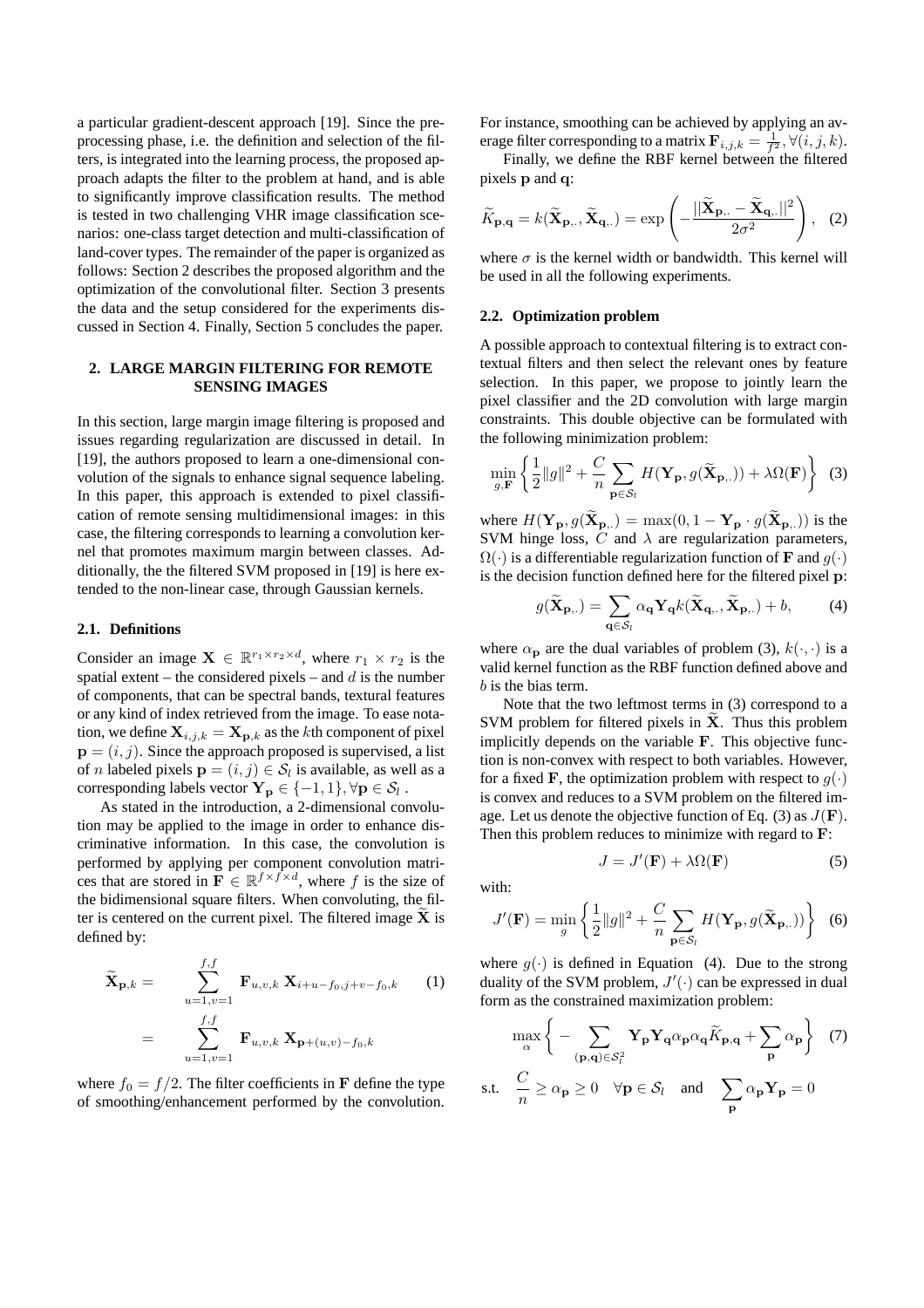a particular gradient-descent approach [19]. Since the preprocessing phase, i.e. the definition and selection of the filters, is integrated into the learning process, the proposed approach adapts the filter to the problem at hand, and is able to significantly improve classification results. The method is tested in two challenging VHR image classification scenarios: one-class target detection and multi-classification of land-cover types. The remainder of the paper is organized as follows: Section 2 describes the proposed algorithm and the optimization of the convolutional filter. Section 3 presents the data and the setup considered for the experiments discussed in Section 4. Finally, Section 5 concludes the paper.

## 2. LARGE MARGIN FILTERING FOR REMOTE SENSING IMAGES

In this section, large margin image filtering is proposed and issues regarding regularization are discussed in detail. In [19], the authors proposed to learn a one-dimensional convolution of the signals to enhance signal sequence labeling. In this paper, this approach is extended to pixel classification of remote sensing multidimensional images: in this case, the filtering corresponds to learning a convolution kernel that promotes maximum margin between classes. Additionally, the the filtered SVM proposed in [19] is here extended to the non-linear case, through Gaussian kernels.

### 2.1. Definitions

Consider an image $\mathbf{X} \in \mathbb{R}^{r_1 \times r_2 \times d}$, where $r_1 \times r_2$ is the spatial extent – the considered pixels – and $d$ is the number of components, that can be spectral bands, textural features or any kind of index retrieved from the image. To ease notation, we define $\mathbf{X}_{i,j,k} = \mathbf{X}_{\mathbf{p},k}$ as the $k$th component of pixel $\mathbf{p} = (i, j)$. Since the approach proposed is supervised, a list of $n$ labeled pixels $\mathbf{p} = (i, j) \in \mathcal{S}_l$ is available, as well as a corresponding labels vector $\mathbf{Y_p} \in \{-1, 1\}, \forall \mathbf{p} \in \mathcal{S}_l$ .

As stated in the introduction, a 2-dimensional convolution may be applied to the image in order to enhance discriminative information. In this case, the convolution is performed by applying per component convolution matrices that are stored in $\mathbf{F} \in \mathbb{R}^{f \times f \times d}$, where $f$ is the size of the bidimensional square filters. When convoluting, the filter is centered on the current pixel. The filtered image $\widetilde{\mathbf{X}}$ is defined by:

$$
\begin{aligned}
\widetilde{\mathbf{X}}_{\mathbf{p},k} &= \sum_{u=1,v=1}^{f,f} \mathbf{F}_{u,v,k}\, \mathbf{X}_{i+u-f_0,j+v-f_0,k} \qquad (1)\\
&= \sum_{u=1,v=1}^{f,f} \mathbf{F}_{u,v,k}\, \mathbf{X}_{\mathbf{p}+(u,v)-f_0,k}
\end{aligned}
$$

where $f_0 = f/2$. The filter coefficients in $\mathbf{F}$ define the type of smoothing/enhancement performed by the convolution. For instance, smoothing can be achieved by applying an average filter corresponding to a matrix $\mathbf{F}_{i,j,k} = \frac{1}{f^2}, \forall(i, j, k)$.

Finally, we define the RBF kernel between the filtered pixels $\mathbf{p}$ and $\mathbf{q}$:

$$
\widetilde{K}_{\mathbf{p},\mathbf{q}} = k(\widetilde{\mathbf{X}}_{\mathbf{p},.}, \widetilde{\mathbf{X}}_{\mathbf{q},.}) = \exp\left(-\frac{||\widetilde{\mathbf{X}}_{\mathbf{p},.} - \widetilde{\mathbf{X}}_{\mathbf{q},.}||^2}{2\sigma^2}\right), \quad (2)
$$

where $\sigma$ is the kernel width or bandwidth. This kernel will be used in all the following experiments.

### 2.2. Optimization problem

A possible approach to contextual filtering is to extract contextual filters and then select the relevant ones by feature selection. In this paper, we propose to jointly learn the pixel classifier and the 2D convolution with large margin constraints. This double objective can be formulated with the following minimization problem:

$$
\min_{g,\mathbf{F}} \left\{ \frac{1}{2}\|g\|^2 + \frac{C}{n} \sum_{\mathbf{p}\in\mathcal{S}_l} H(\mathbf{Y_p}, g(\widetilde{\mathbf{X}}_{\mathbf{p},.})) + \lambda\Omega(\mathbf{F}) \right\} \quad (3)
$$

where $H(\mathbf{Y_p}, g(\widetilde{\mathbf{X}}_{\mathbf{p},.}) = \max(0, 1 - \mathbf{Y_p} \cdot g(\widetilde{\mathbf{X}}_{\mathbf{p},.}))$ is the SVM hinge loss, $C$ and $\lambda$ are regularization parameters, $\Omega(\cdot)$ is a differentiable regularization function of $\mathbf{F}$ and $g(\cdot)$ is the decision function defined here for the filtered pixel $\mathbf{p}$:

$$
g(\widetilde{\mathbf{X}}_{\mathbf{p},.}) = \sum_{\mathbf{q}\in\mathcal{S}_l} \alpha_\mathbf{q} \mathbf{Y_q} k(\widetilde{\mathbf{X}}_{\mathbf{q},.}, \widetilde{\mathbf{X}}_{\mathbf{p},.}) + b, \quad (4)
$$

where $\alpha_\mathbf{p}$ are the dual variables of problem (3), $k(\cdot, \cdot)$ is a valid kernel function as the RBF function defined above and $b$ is the bias term.

Note that the two leftmost terms in (3) correspond to a SVM problem for filtered pixels in $\widetilde{\mathbf{X}}$. Thus this problem implicitly depends on the variable $\mathbf{F}$. This objective function is non-convex with respect to both variables. However, for a fixed $\mathbf{F}$, the optimization problem with respect to $g(\cdot)$ is convex and reduces to a SVM problem on the filtered image. Let us denote the objective function of Eq. (3) as $J(\mathbf{F})$. Then this problem reduces to minimize with regard to $\mathbf{F}$:

$$
J = J'(\mathbf{F}) + \lambda\Omega(\mathbf{F}) \quad (5)
$$

with:

$$
J'(\mathbf{F}) = \min_g \left\{ \frac{1}{2}\|g\|^2 + \frac{C}{n} \sum_{\mathbf{p}\in\mathcal{S}_l} H(\mathbf{Y_p}, g(\widetilde{\mathbf{X}}_{\mathbf{p},.})) \right\} \quad (6)
$$

where $g(\cdot)$ is defined in Equation (4). Due to the strong duality of the SVM problem, $J'(\cdot)$ can be expressed in dual form as the constrained maximization problem:

$$
\max_\alpha \left\{ -\sum_{(\mathbf{p},\mathbf{q})\in\mathcal{S}_l^2} \mathbf{Y_p}\mathbf{Y_q}\alpha_\mathbf{p}\alpha_\mathbf{q}\widetilde{K}_{\mathbf{p},\mathbf{q}} + \sum_\mathbf{p} \alpha_\mathbf{p} \right\} \quad (7)
$$

$$
\text{s.t.} \quad \frac{C}{n} \geq \alpha_\mathbf{p} \geq 0 \quad \forall \mathbf{p} \in \mathcal{S}_l \quad \text{and} \quad \sum_\mathbf{p} \alpha_\mathbf{p} \mathbf{Y_p} = 0
$$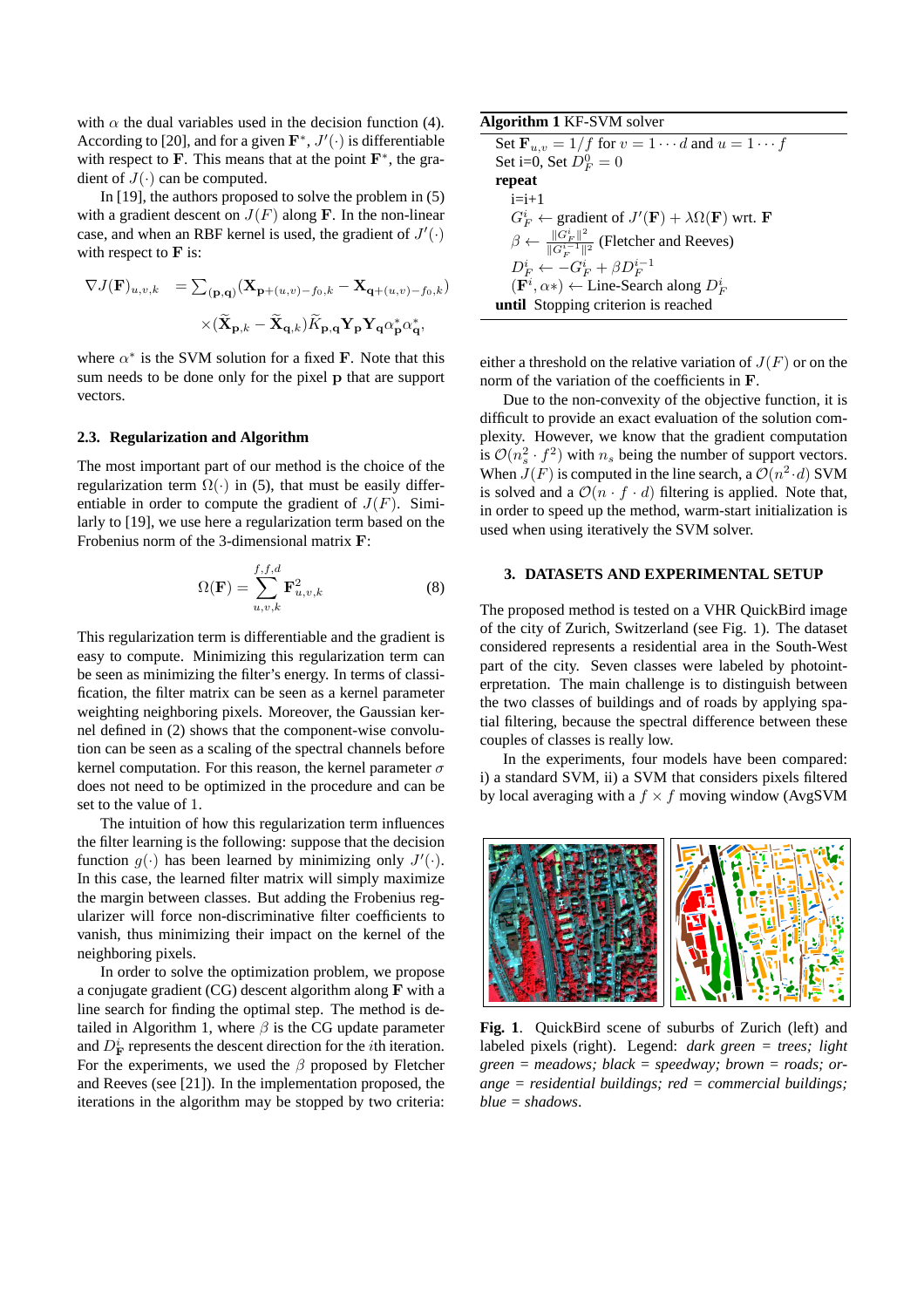with $\alpha$ the dual variables used in the decision function (4). According to [20], and for a given $\mathbf{F}^*$, $J'(\cdot)$ is differentiable with respect to $\mathbf{F}$. This means that at the point $\mathbf{F}^*$, the gradient of $J(\cdot)$ can be computed.

In [19], the authors proposed to solve the problem in (5) with a gradient descent on $J(F)$ along $\mathbf{F}$. In the non-linear case, and when an RBF kernel is used, the gradient of $J'(\cdot)$ with respect to $\mathbf{F}$ is:

$$\nabla J(\mathbf{F})_{u,v,k} = \sum_{(\mathbf{p},\mathbf{q})}(\mathbf{X}_{\mathbf{p}+(u,v)-f_0,k} - \mathbf{X}_{\mathbf{q}+(u,v)-f_0,k}) \times(\widetilde{\mathbf{X}}_{\mathbf{p},k} - \widetilde{\mathbf{X}}_{\mathbf{q},k})\widetilde{K}_{\mathbf{p},\mathbf{q}}\mathbf{Y}_{\mathbf{p}}\mathbf{Y}_{\mathbf{q}}\alpha^*_{\mathbf{p}}\alpha^*_{\mathbf{q}},$$

where $\alpha^*$ is the SVM solution for a fixed $\mathbf{F}$. Note that this sum needs to be done only for the pixel $\mathbf{p}$ that are support vectors.

### 2.3. Regularization and Algorithm

The most important part of our method is the choice of the regularization term $\Omega(\cdot)$ in (5), that must be easily differentiable in order to compute the gradient of $J(F)$. Similarly to [19], we use here a regularization term based on the Frobenius norm of the 3-dimensional matrix $\mathbf{F}$:

$$\Omega(\mathbf{F}) = \sum_{u,v,k}^{f,f,d} \mathbf{F}^2_{u,v,k} \tag{8}$$

This regularization term is differentiable and the gradient is easy to compute. Minimizing this regularization term can be seen as minimizing the filter's energy. In terms of classification, the filter matrix can be seen as a kernel parameter weighting neighboring pixels. Moreover, the Gaussian kernel defined in (2) shows that the component-wise convolution can be seen as a scaling of the spectral channels before kernel computation. For this reason, the kernel parameter $\sigma$ does not need to be optimized in the procedure and can be set to the value of 1.

The intuition of how this regularization term influences the filter learning is the following: suppose that the decision function $g(\cdot)$ has been learned by minimizing only $J'(\cdot)$. In this case, the learned filter matrix will simply maximize the margin between classes. But adding the Frobenius regularizer will force non-discriminative filter coefficients to vanish, thus minimizing their impact on the kernel of the neighboring pixels.

In order to solve the optimization problem, we propose a conjugate gradient (CG) descent algorithm along $\mathbf{F}$ with a line search for finding the optimal step. The method is detailed in Algorithm 1, where $\beta$ is the CG update parameter and $D^i_{\mathbf{F}}$ represents the descent direction for the $i$th iteration. For the experiments, we used the $\beta$ proposed by Fletcher and Reeves (see [21]). In the implementation proposed, the iterations in the algorithm may be stopped by two criteria: either a threshold on the relative variation of $J(F)$ or on the norm of the variation of the coefficients in $\mathbf{F}$.

**Algorithm 1** KF-SVM solver

```
Set F_{u,v} = 1/f for v = 1···d and u = 1···f
Set i=0, Set D^0_F = 0
repeat
    i=i+1
    G^i_F ← gradient of J'(F) + λΩ(F) wrt. F
    β ← ||G^i_F||^2 / ||G^{i-1}_F||^2 (Fletcher and Reeves)
    D^i_F ← −G^i_F + β D^{i−1}_F
    (F^i, α*) ← Line-Search along D^i_F
until Stopping criterion is reached
```

Due to the non-convexity of the objective function, it is difficult to provide an exact evaluation of the solution complexity. However, we know that the gradient computation is $\mathcal{O}(n_s^2 \cdot f^2)$ with $n_s$ being the number of support vectors. When $J(F)$ is computed in the line search, a $\mathcal{O}(n^2 \cdot d)$ SVM is solved and a $\mathcal{O}(n \cdot f \cdot d)$ filtering is applied. Note that, in order to speed up the method, warm-start initialization is used when using iteratively the SVM solver.

## 3. DATASETS AND EXPERIMENTAL SETUP

The proposed method is tested on a VHR QuickBird image of the city of Zurich, Switzerland (see Fig. 1). The dataset considered represents a residential area in the South-West part of the city. Seven classes were labeled by photointerpretation. The main challenge is to distinguish between the two classes of buildings and of roads by applying spatial filtering, because the spectral difference between these couples of classes is really low.

In the experiments, four models have been compared: i) a standard SVM, ii) a SVM that considers pixels filtered by local averaging with a $f \times f$ moving window (AvgSVM

**Fig. 1**. QuickBird scene of suburbs of Zurich (left) and labeled pixels (right). Legend: *dark green = trees; light green = meadows; black = speedway; brown = roads; orange = residential buildings; red = commercial buildings; blue = shadows*.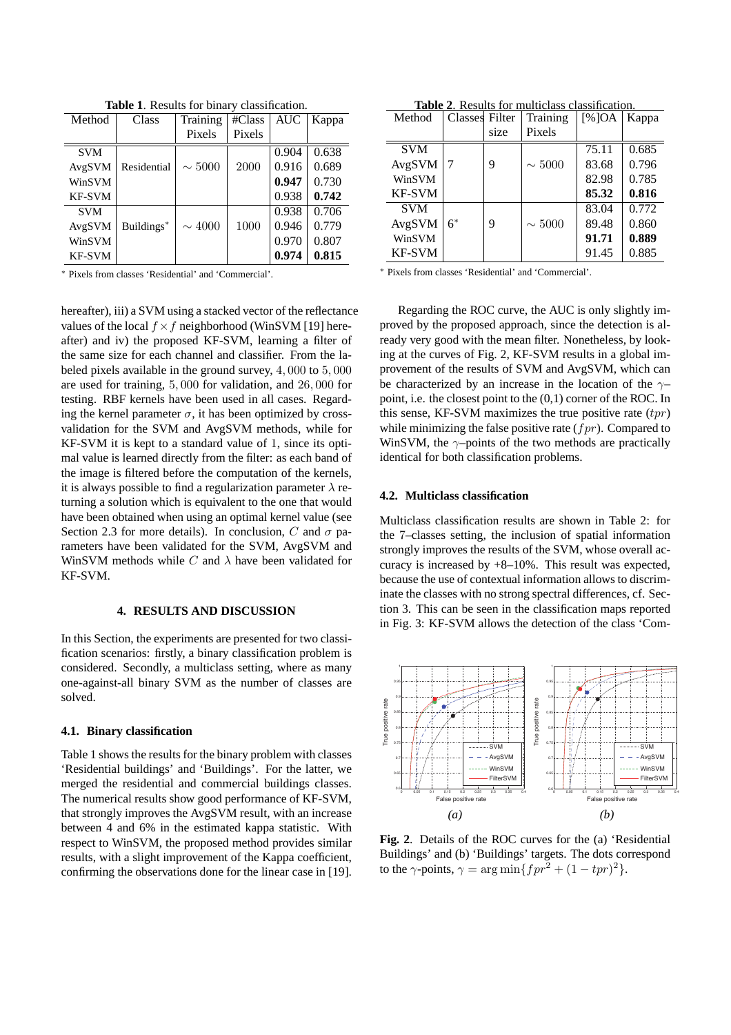**Table 1**. Results for binary classification.

| Method | Class | Training Pixels | #Class Pixels | AUC | Kappa |
|---|---|---|---|---|---|
| SVM | Residential | $\sim 5000$ | 2000 | 0.904 | 0.638 |
| AvgSVM | | | | 0.916 | 0.689 |
| WinSVM | | | | **0.947** | 0.730 |
| KF-SVM | | | | 0.938 | **0.742** |
| SVM | Buildings* | $\sim 4000$ | 1000 | 0.938 | 0.706 |
| AvgSVM | | | | 0.946 | 0.779 |
| WinSVM | | | | 0.970 | 0.807 |
| KF-SVM | | | | **0.974** | **0.815** |

* Pixels from classes 'Residential' and 'Commercial'.

**Table 2**. Results for multiclass classification.

| Method | Classes | Filter size | Training Pixels | [%]OA | Kappa |
|---|---|---|---|---|---|
| SVM | 7 | 9 | $\sim 5000$ | 75.11 | 0.685 |
| AvgSVM | | | | 83.68 | 0.796 |
| WinSVM | | | | 82.98 | 0.785 |
| KF-SVM | | | | **85.32** | **0.816** |
| SVM | 6* | 9 | $\sim 5000$ | 83.04 | 0.772 |
| AvgSVM | | | | 89.48 | 0.860 |
| WinSVM | | | | **91.71** | **0.889** |
| KF-SVM | | | | 91.45 | 0.885 |

* Pixels from classes 'Residential' and 'Commercial'.

hereafter), iii) a SVM using a stacked vector of the reflectance values of the local $f \times f$ neighborhood (WinSVM [19] hereafter) and iv) the proposed KF-SVM, learning a filter of the same size for each channel and classifier. From the labeled pixels available in the ground survey, $4,000$ to $5,000$ are used for training, $5,000$ for validation, and $26,000$ for testing. RBF kernels have been used in all cases. Regarding the kernel parameter $\sigma$, it has been optimized by cross-validation for the SVM and AvgSVM methods, while for KF-SVM it is kept to a standard value of 1, since its optimal value is learned directly from the filter: as each band of the image is filtered before the computation of the kernels, it is always possible to find a regularization parameter $\lambda$ returning a solution which is equivalent to the one that would have been obtained when using an optimal kernel value (see Section 2.3 for more details). In conclusion, $C$ and $\sigma$ parameters have been validated for the SVM, AvgSVM and WinSVM methods while $C$ and $\lambda$ have been validated for KF-SVM.

## 4. RESULTS AND DISCUSSION

In this Section, the experiments are presented for two classification scenarios: firstly, a binary classification problem is considered. Secondly, a multiclass setting, where as many one-against-all binary SVM as the number of classes are solved.

### 4.1. Binary classification

Table 1 shows the results for the binary problem with classes 'Residential buildings' and 'Buildings'. For the latter, we merged the residential and commercial buildings classes. The numerical results show good performance of KF-SVM, that strongly improves the AvgSVM result, with an increase between 4 and 6% in the estimated kappa statistic. With respect to WinSVM, the proposed method provides similar results, with a slight improvement of the Kappa coefficient, confirming the observations done for the linear case in [19].

Regarding the ROC curve, the AUC is only slightly improved by the proposed approach, since the detection is already very good with the mean filter. Nonetheless, by looking at the curves of Fig. 2, KF-SVM results in a global improvement of the results of SVM and AvgSVM, which can be characterized by an increase in the location of the $\gamma$–point, i.e. the closest point to the (0,1) corner of the ROC. In this sense, KF-SVM maximizes the true positive rate ($tpr$) while minimizing the false positive rate ($fpr$). Compared to WinSVM, the $\gamma$–points of the two methods are practically identical for both classification problems.

### 4.2. Multiclass classification

Multiclass classification results are shown in Table 2: for the 7–classes setting, the inclusion of spatial information strongly improves the results of the SVM, whose overall accuracy is increased by +8–10%. This result was expected, because the use of contextual information allows to discriminate the classes with no strong spectral differences, cf. Section 3. This can be seen in the classification maps reported in Fig. 3: KF-SVM allows the detection of the class 'Com-

**Fig. 2**. Details of the ROC curves for the (a) 'Residential Buildings' and (b) 'Buildings' targets. The dots correspond to the $\gamma$-points, $\gamma = \arg\min\{fpr^2 + (1 - tpr)^2\}$.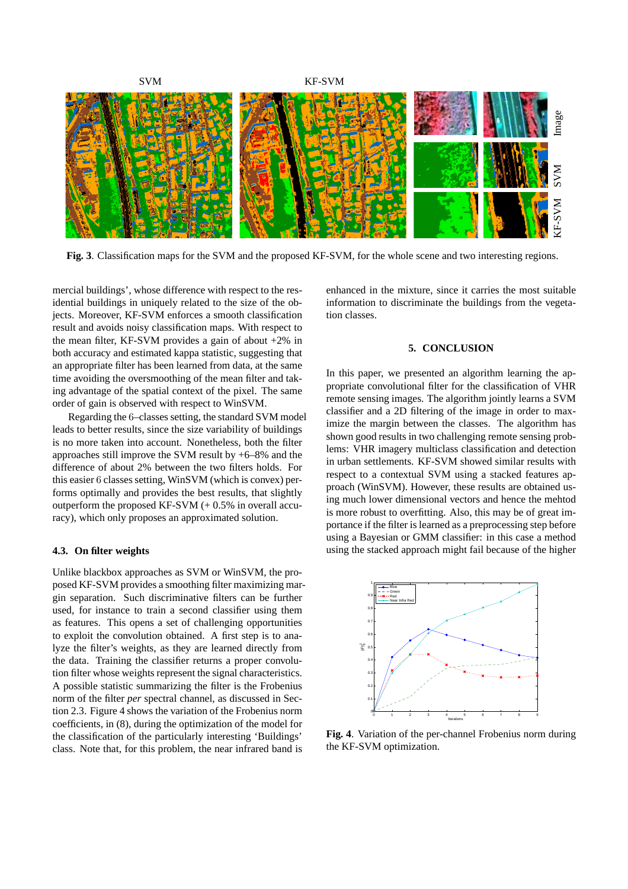**Fig. 3**. Classification maps for the SVM and the proposed KF-SVM, for the whole scene and two interesting regions.

mercial buildings', whose difference with respect to the residential buildings in uniquely related to the size of the objects. Moreover, KF-SVM enforces a smooth classification result and avoids noisy classification maps. With respect to the mean filter, KF-SVM provides a gain of about +2% in both accuracy and estimated kappa statistic, suggesting that an appropriate filter has been learned from data, at the same time avoiding the oversmoothing of the mean filter and taking advantage of the spatial context of the pixel. The same order of gain is observed with respect to WinSVM.

Regarding the $6$–classes setting, the standard SVM model leads to better results, since the size variability of buildings is no more taken into account. Nonetheless, both the filter approaches still improve the SVM result by +6–8% and the difference of about 2% between the two filters holds. For this easier $6$ classes setting, WinSVM (which is convex) performs optimally and provides the best results, that slightly outperform the proposed KF-SVM (+ 0.5% in overall accuracy), which only proposes an approximated solution.

### 4.3. On filter weights

Unlike blackbox approaches as SVM or WinSVM, the proposed KF-SVM provides a smoothing filter maximizing margin separation. Such discriminative filters can be further used, for instance to train a second classifier using them as features. This opens a set of challenging opportunities to exploit the convolution obtained. A first step is to analyze the filter's weights, as they are learned directly from the data. Training the classifier returns a proper convolution filter whose weights represent the signal characteristics. A possible statistic summarizing the filter is the Frobenius norm of the filter *per* spectral channel, as discussed in Section 2.3. Figure 4 shows the variation of the Frobenius norm coefficients, in (8), during the optimization of the model for the classification of the particularly interesting 'Buildings' class. Note that, for this problem, the near infrared band is enhanced in the mixture, since it carries the most suitable information to discriminate the buildings from the vegetation classes.

## 5. CONCLUSION

In this paper, we presented an algorithm learning the appropriate convolutional filter for the classification of VHR remote sensing images. The algorithm jointly learns a SVM classifier and a 2D filtering of the image in order to maximize the margin between the classes. The algorithm has shown good results in two challenging remote sensing problems: VHR imagery multiclass classification and detection in urban settlements. KF-SVM showed similar results with respect to a contextual SVM using a stacked features approach (WinSVM). However, these results are obtained using much lower dimensional vectors and hence the mehtod is more robust to overfitting. Also, this may be of great importance if the filter is learned as a preprocessing step before using a Bayesian or GMM classifier: in this case a method using the stacked approach might fail because of the higher

**Fig. 4**. Variation of the per-channel Frobenius norm during the KF-SVM optimization.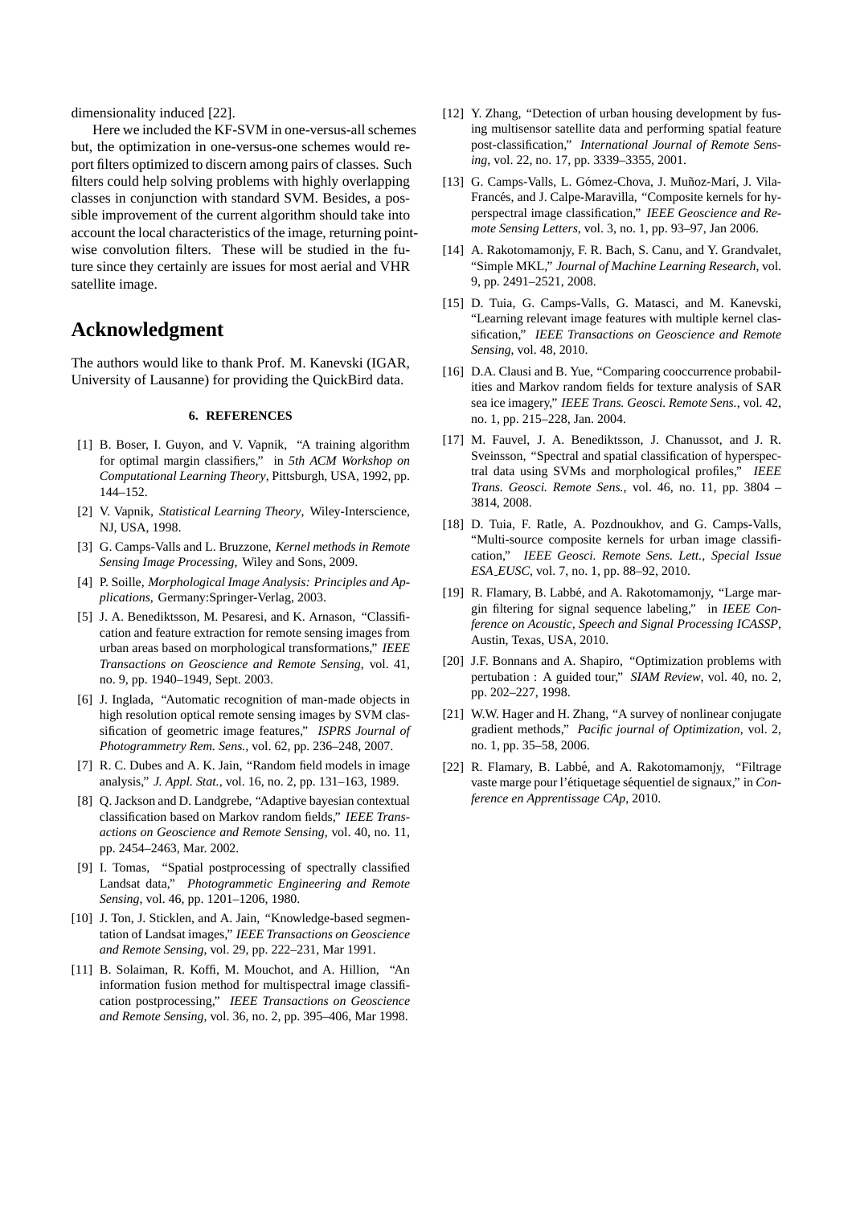dimensionality induced [22].

Here we included the KF-SVM in one-versus-all schemes but, the optimization in one-versus-one schemes would report filters optimized to discern among pairs of classes. Such filters could help solving problems with highly overlapping classes in conjunction with standard SVM. Besides, a possible improvement of the current algorithm should take into account the local characteristics of the image, returning pointwise convolution filters. These will be studied in the future since they certainly are issues for most aerial and VHR satellite image.

## Acknowledgment

The authors would like to thank Prof. M. Kanevski (IGAR, University of Lausanne) for providing the QuickBird data.

## 6. REFERENCES

[1] B. Boser, I. Guyon, and V. Vapnik, "A training algorithm for optimal margin classifiers," in *5th ACM Workshop on Computational Learning Theory*, Pittsburgh, USA, 1992, pp. 144–152.

[2] V. Vapnik, *Statistical Learning Theory*, Wiley-Interscience, NJ, USA, 1998.

[3] G. Camps-Valls and L. Bruzzone, *Kernel methods in Remote Sensing Image Processing*, Wiley and Sons, 2009.

[4] P. Soille, *Morphological Image Analysis: Principles and Applications*, Germany:Springer-Verlag, 2003.

[5] J. A. Benediktsson, M. Pesaresi, and K. Arnason, "Classification and feature extraction for remote sensing images from urban areas based on morphological transformations," *IEEE Transactions on Geoscience and Remote Sensing*, vol. 41, no. 9, pp. 1940–1949, Sept. 2003.

[6] J. Inglada, "Automatic recognition of man-made objects in high resolution optical remote sensing images by SVM classification of geometric image features," *ISPRS Journal of Photogrammetry Rem. Sens.*, vol. 62, pp. 236–248, 2007.

[7] R. C. Dubes and A. K. Jain, "Random field models in image analysis," *J. Appl. Stat.*, vol. 16, no. 2, pp. 131–163, 1989.

[8] Q. Jackson and D. Landgrebe, "Adaptive bayesian contextual classification based on Markov random fields," *IEEE Transactions on Geoscience and Remote Sensing*, vol. 40, no. 11, pp. 2454–2463, Mar. 2002.

[9] I. Tomas, "Spatial postprocessing of spectrally classified Landsat data," *Photogrammetic Engineering and Remote Sensing*, vol. 46, pp. 1201–1206, 1980.

[10] J. Ton, J. Sticklen, and A. Jain, "Knowledge-based segmentation of Landsat images," *IEEE Transactions on Geoscience and Remote Sensing*, vol. 29, pp. 222–231, Mar 1991.

[11] B. Solaiman, R. Koffi, M. Mouchot, and A. Hillion, "An information fusion method for multispectral image classification postprocessing," *IEEE Transactions on Geoscience and Remote Sensing*, vol. 36, no. 2, pp. 395–406, Mar 1998.

[12] Y. Zhang, "Detection of urban housing development by fusing multisensor satellite data and performing spatial feature post-classification," *International Journal of Remote Sensing*, vol. 22, no. 17, pp. 3339–3355, 2001.

[13] G. Camps-Valls, L. Gómez-Chova, J. Muñoz-Marí, J. Vila-Francés, and J. Calpe-Maravilla, "Composite kernels for hyperspectral image classification," *IEEE Geoscience and Remote Sensing Letters*, vol. 3, no. 1, pp. 93–97, Jan 2006.

[14] A. Rakotomamonjy, F. R. Bach, S. Canu, and Y. Grandvalet, "Simple MKL," *Journal of Machine Learning Research*, vol. 9, pp. 2491–2521, 2008.

[15] D. Tuia, G. Camps-Valls, G. Matasci, and M. Kanevski, "Learning relevant image features with multiple kernel classification," *IEEE Transactions on Geoscience and Remote Sensing*, vol. 48, 2010.

[16] D.A. Clausi and B. Yue, "Comparing cooccurrence probabilities and Markov random fields for texture analysis of SAR sea ice imagery," *IEEE Trans. Geosci. Remote Sens.*, vol. 42, no. 1, pp. 215–228, Jan. 2004.

[17] M. Fauvel, J. A. Benediktsson, J. Chanussot, and J. R. Sveinsson, "Spectral and spatial classification of hyperspectral data using SVMs and morphological profiles," *IEEE Trans. Geosci. Remote Sens.*, vol. 46, no. 11, pp. 3804 – 3814, 2008.

[18] D. Tuia, F. Ratle, A. Pozdnoukhov, and G. Camps-Valls, "Multi-source composite kernels for urban image classification," *IEEE Geosci. Remote Sens. Lett., Special Issue ESA_EUSC*, vol. 7, no. 1, pp. 88–92, 2010.

[19] R. Flamary, B. Labbé, and A. Rakotomamonjy, "Large margin filtering for signal sequence labeling," in *IEEE Conference on Acoustic, Speech and Signal Processing ICASSP*, Austin, Texas, USA, 2010.

[20] J.F. Bonnans and A. Shapiro, "Optimization problems with pertubation : A guided tour," *SIAM Review*, vol. 40, no. 2, pp. 202–227, 1998.

[21] W.W. Hager and H. Zhang, "A survey of nonlinear conjugate gradient methods," *Pacific journal of Optimization*, vol. 2, no. 1, pp. 35–58, 2006.

[22] R. Flamary, B. Labbé, and A. Rakotomamonjy, "Filtrage vaste marge pour l'étiquetage séquentiel de signaux," in *Conference en Apprentissage CAp*, 2010.